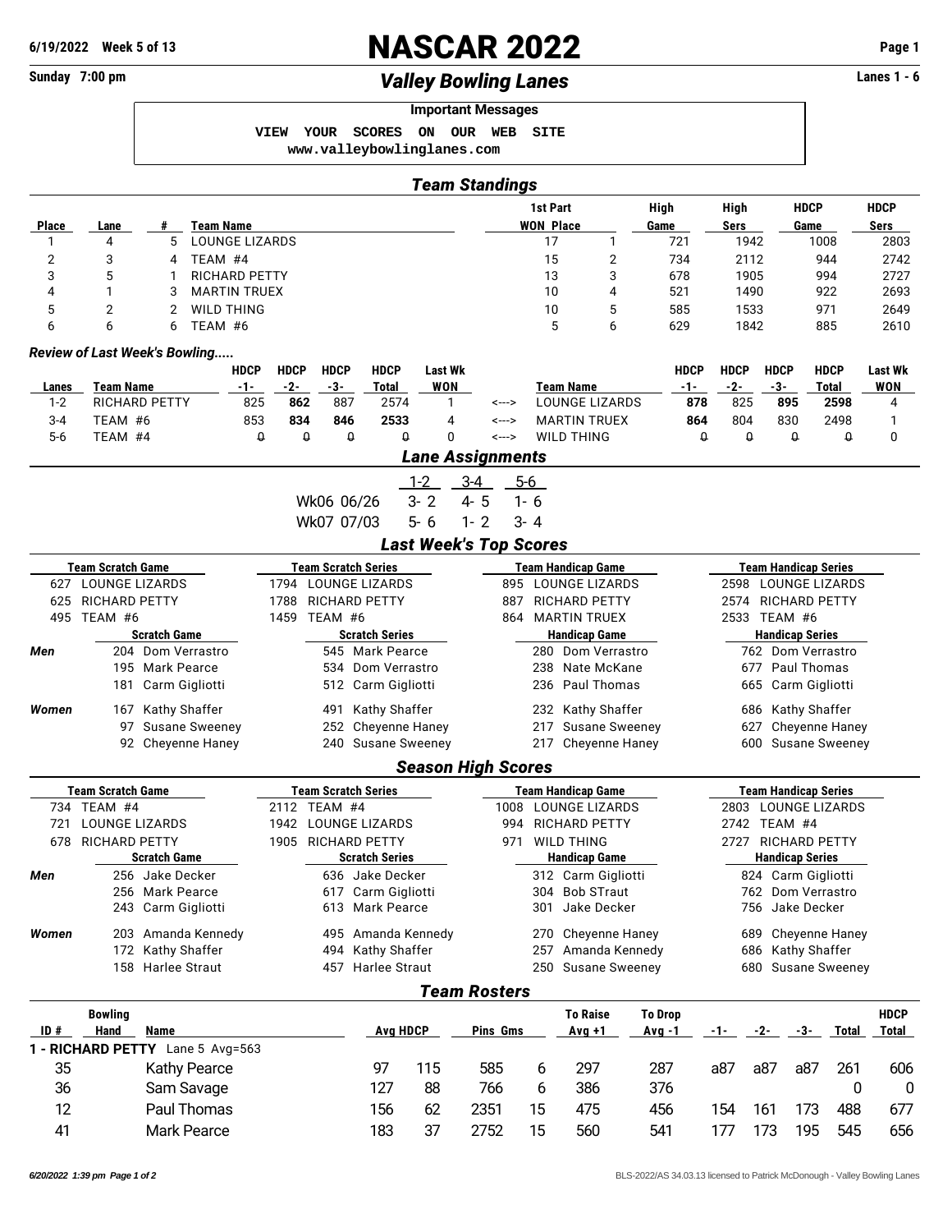**6/19/2022 Week 5 of 13**

# NASCAR 2022

## *Valley Bowling Lanes*

**Sunday 7:00 pm** — **Lanes 1 - 6**

**Important Messages**

```
VIEW YOUR SCORES ON OUR WEB SITE
www.valleybowlinglanes.com
```

### *Team Standings*

| Place | Lane | # | Team Name | 1st Part WON | Place | High Game | High Sers | HDCP Game | HDCP Sers |
|---|---|---|---|---|---|---|---|---|---|
| 1 | 4 | 5 | LOUNGE LIZARDS | 17 | 1 | 721 | 1942 | 1008 | 2803 |
| 2 | 3 | 4 | TEAM #4 | 15 | 2 | 734 | 2112 | 944 | 2742 |
| 3 | 5 | 1 | RICHARD PETTY | 13 | 3 | 678 | 1905 | 994 | 2727 |
| 4 | 1 | 3 | MARTIN TRUEX | 10 | 4 | 521 | 1490 | 922 | 2693 |
| 5 | 2 | 2 | WILD THING | 10 | 5 | 585 | 1533 | 971 | 2649 |
| 6 | 6 | 6 | TEAM #6 | 5 | 6 | 629 | 1842 | 885 | 2610 |

*Review of Last Week's Bowling.....*

| Lanes | Team Name | HDCP -1- | HDCP -2- | HDCP -3- | HDCP Total | Last Wk WON | | Team Name | HDCP -1- | HDCP -2- | HDCP -3- | HDCP Total | Last Wk WON |
|---|---|---|---|---|---|---|---|---|---|---|---|---|---|
| 1-2 | RICHARD PETTY | 825 | **862** | 887 | 2574 | 1 | <---> | LOUNGE LIZARDS | **878** | 825 | **895** | **2598** | 4 |
| 3-4 | TEAM #6 | 853 | **834** | **846** | **2533** | 4 | <---> | MARTIN TRUEX | **864** | 804 | 830 | 2498 | 1 |
| 5-6 | TEAM #4 | 0 | 0 | 0 | 0 | 0 | <---> | WILD THING | 0 | 0 | 0 | 0 | 0 |

### *Lane Assignments*

| | 1-2 | 3-4 | 5-6 |
|---|---|---|---|
| Wk06 06/26 | 3- 2 | 4- 5 | 1- 6 |
| Wk07 07/03 | 5- 6 | 1- 2 | 3- 4 |

### *Last Week's Top Scores*

| Team Scratch Game | Team Scratch Series | Team Handicap Game | Team Handicap Series |
|---|---|---|---|
| 627 LOUNGE LIZARDS | 1794 LOUNGE LIZARDS | 895 LOUNGE LIZARDS | 2598 LOUNGE LIZARDS |
| 625 RICHARD PETTY | 1788 RICHARD PETTY | 887 RICHARD PETTY | 2574 RICHARD PETTY |
| 495 TEAM #6 | 1459 TEAM #6 | 864 MARTIN TRUEX | 2533 TEAM #6 |

| | Scratch Game | Scratch Series | Handicap Game | Handicap Series |
|---|---|---|---|---|
| *Men* | 204 Dom Verrastro | 545 Mark Pearce | 280 Dom Verrastro | 762 Dom Verrastro |
| | 195 Mark Pearce | 534 Dom Verrastro | 238 Nate McKane | 677 Paul Thomas |
| | 181 Carm Gigliotti | 512 Carm Gigliotti | 236 Paul Thomas | 665 Carm Gigliotti |
| *Women* | 167 Kathy Shaffer | 491 Kathy Shaffer | 232 Kathy Shaffer | 686 Kathy Shaffer |
| | 97 Susane Sweeney | 252 Cheyenne Haney | 217 Susane Sweeney | 627 Cheyenne Haney |
| | 92 Cheyenne Haney | 240 Susane Sweeney | 217 Cheyenne Haney | 600 Susane Sweeney |

### *Season High Scores*

| Team Scratch Game | Team Scratch Series | Team Handicap Game | Team Handicap Series |
|---|---|---|---|
| 734 TEAM #4 | 2112 TEAM #4 | 1008 LOUNGE LIZARDS | 2803 LOUNGE LIZARDS |
| 721 LOUNGE LIZARDS | 1942 LOUNGE LIZARDS | 994 RICHARD PETTY | 2742 TEAM #4 |
| 678 RICHARD PETTY | 1905 RICHARD PETTY | 971 WILD THING | 2727 RICHARD PETTY |

| | Scratch Game | Scratch Series | Handicap Game | Handicap Series |
|---|---|---|---|---|
| *Men* | 256 Jake Decker | 636 Jake Decker | 312 Carm Gigliotti | 824 Carm Gigliotti |
| | 256 Mark Pearce | 617 Carm Gigliotti | 304 Bob STraut | 762 Dom Verrastro |
| | 243 Carm Gigliotti | 613 Mark Pearce | 301 Jake Decker | 756 Jake Decker |
| *Women* | 203 Amanda Kennedy | 495 Amanda Kennedy | 270 Cheyenne Haney | 689 Cheyenne Haney |
| | 172 Kathy Shaffer | 494 Kathy Shaffer | 257 Amanda Kennedy | 686 Kathy Shaffer |
| | 158 Harlee Straut | 457 Harlee Straut | 250 Susane Sweeney | 680 Susane Sweeney |

### *Team Rosters*

**1 - RICHARD PETTY** Lane 5 Avg=563

| ID # | Bowling Hand | Name | Avg | HDCP | Pins | Gms | To Raise Avg +1 | To Drop Avg -1 | -1- | -2- | -3- | Total | HDCP Total |
|---|---|---|---|---|---|---|---|---|---|---|---|---|---|
| 35 | | Kathy Pearce | 97 | 115 | 585 | 6 | 297 | 287 | a87 | a87 | a87 | 261 | 606 |
| 36 | | Sam Savage | 127 | 88 | 766 | 6 | 386 | 376 | | | | 0 | 0 |
| 12 | | Paul Thomas | 156 | 62 | 2351 | 15 | 475 | 456 | 154 | 161 | 173 | 488 | 677 |
| 41 | | Mark Pearce | 183 | 37 | 2752 | 15 | 560 | 541 | 177 | 173 | 195 | 545 | 656 |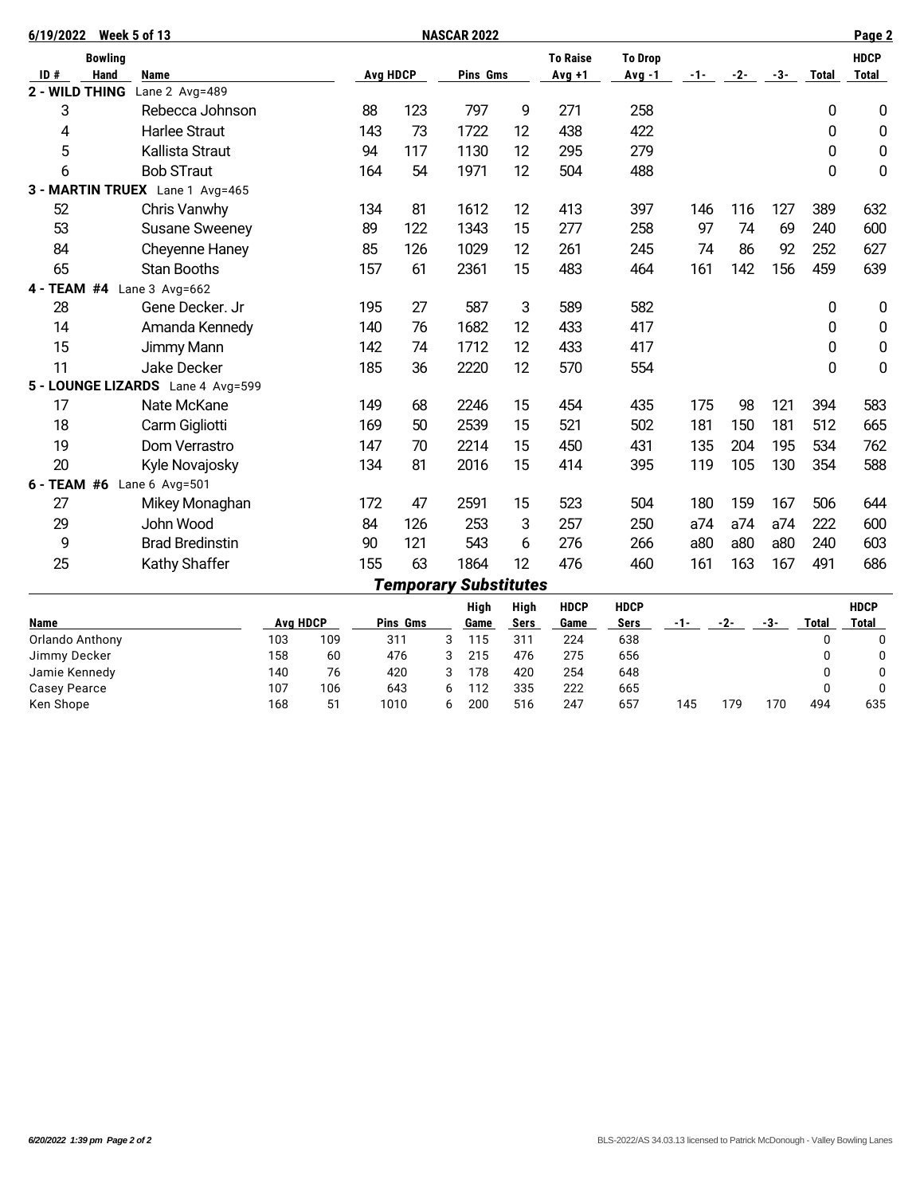6/19/2022 Week 5 of 13 NASCAR 2022

| ID # | Bowling Hand | Name | Avg | HDCP | Pins | Gms | To Raise Avg +1 | To Drop Avg -1 | -1- | -2- | -3- | Total | HDCP Total |
|---|---|---|---|---|---|---|---|---|---|---|---|---|---|
| **2 - WILD THING** Lane 2 Avg=489 | | | | | | | | | | | | | |
| 3 | | Rebecca Johnson | 88 | 123 | 797 | 9 | 271 | 258 | | | | 0 | 0 |
| 4 | | Harlee Straut | 143 | 73 | 1722 | 12 | 438 | 422 | | | | 0 | 0 |
| 5 | | Kallista Straut | 94 | 117 | 1130 | 12 | 295 | 279 | | | | 0 | 0 |
| 6 | | Bob STraut | 164 | 54 | 1971 | 12 | 504 | 488 | | | | 0 | 0 |
| **3 - MARTIN TRUEX** Lane 1 Avg=465 | | | | | | | | | | | | | |
| 52 | | Chris Vanwhy | 134 | 81 | 1612 | 12 | 413 | 397 | 146 | 116 | 127 | 389 | 632 |
| 53 | | Susane Sweeney | 89 | 122 | 1343 | 15 | 277 | 258 | 97 | 74 | 69 | 240 | 600 |
| 84 | | Cheyenne Haney | 85 | 126 | 1029 | 12 | 261 | 245 | 74 | 86 | 92 | 252 | 627 |
| 65 | | Stan Booths | 157 | 61 | 2361 | 15 | 483 | 464 | 161 | 142 | 156 | 459 | 639 |
| **4 - TEAM #4** Lane 3 Avg=662 | | | | | | | | | | | | | |
| 28 | | Gene Decker. Jr | 195 | 27 | 587 | 3 | 589 | 582 | | | | 0 | 0 |
| 14 | | Amanda Kennedy | 140 | 76 | 1682 | 12 | 433 | 417 | | | | 0 | 0 |
| 15 | | Jimmy Mann | 142 | 74 | 1712 | 12 | 433 | 417 | | | | 0 | 0 |
| 11 | | Jake Decker | 185 | 36 | 2220 | 12 | 570 | 554 | | | | 0 | 0 |
| **5 - LOUNGE LIZARDS** Lane 4 Avg=599 | | | | | | | | | | | | | |
| 17 | | Nate McKane | 149 | 68 | 2246 | 15 | 454 | 435 | 175 | 98 | 121 | 394 | 583 |
| 18 | | Carm Gigliotti | 169 | 50 | 2539 | 15 | 521 | 502 | 181 | 150 | 181 | 512 | 665 |
| 19 | | Dom Verrastro | 147 | 70 | 2214 | 15 | 450 | 431 | 135 | 204 | 195 | 534 | 762 |
| 20 | | Kyle Novajosky | 134 | 81 | 2016 | 15 | 414 | 395 | 119 | 105 | 130 | 354 | 588 |
| **6 - TEAM #6** Lane 6 Avg=501 | | | | | | | | | | | | | |
| 27 | | Mikey Monaghan | 172 | 47 | 2591 | 15 | 523 | 504 | 180 | 159 | 167 | 506 | 644 |
| 29 | | John Wood | 84 | 126 | 253 | 3 | 257 | 250 | a74 | a74 | a74 | 222 | 600 |
| 9 | | Brad Bredinstin | 90 | 121 | 543 | 6 | 276 | 266 | a80 | a80 | a80 | 240 | 603 |
| 25 | | Kathy Shaffer | 155 | 63 | 1864 | 12 | 476 | 460 | 161 | 163 | 167 | 491 | 686 |

### *Temporary Substitutes*

| Name | Avg | HDCP | Pins | Gms | High Game | High Sers | HDCP Game | HDCP Sers | -1- | -2- | -3- | Total | HDCP Total |
|---|---|---|---|---|---|---|---|---|---|---|---|---|---|
| Orlando Anthony | 103 | 109 | 311 | 3 | 115 | 311 | 224 | 638 | | | | 0 | 0 |
| Jimmy Decker | 158 | 60 | 476 | 3 | 215 | 476 | 275 | 656 | | | | 0 | 0 |
| Jamie Kennedy | 140 | 76 | 420 | 3 | 178 | 420 | 254 | 648 | | | | 0 | 0 |
| Casey Pearce | 107 | 106 | 643 | 6 | 112 | 335 | 222 | 665 | | | | 0 | 0 |
| Ken Shope | 168 | 51 | 1010 | 6 | 200 | 516 | 247 | 657 | 145 | 179 | 170 | 494 | 635 |

*6/20/2022 1:39 pm*

BLS-2022/AS 34.03.13 licensed to Patrick McDonough - Valley Bowling Lanes